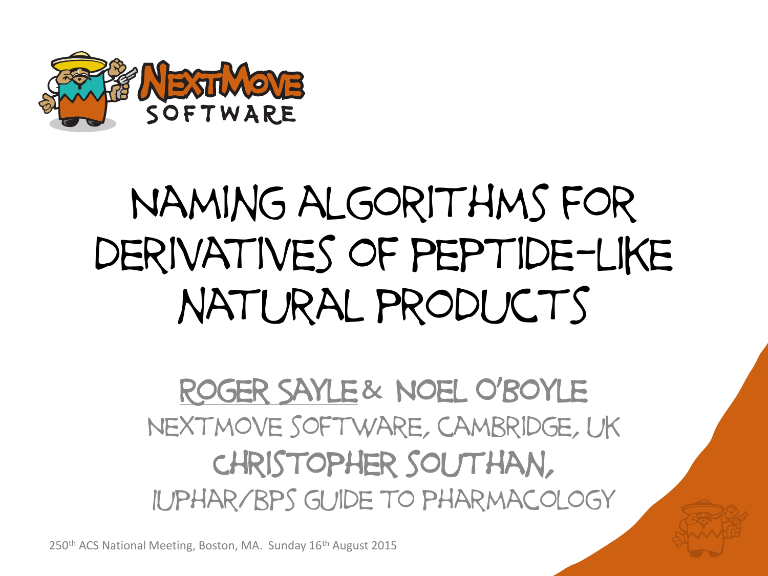# Naming Algorithms for Derivatives of Peptide-like Natural Products

Roger Sayle & Noel O'Boyle

NextMove Software, Cambridge, UK

Christopher Southan,

IUPHAR/BPS Guide to Pharmacology

250th ACS National Meeting, Boston, MA. Sunday 16th August 2015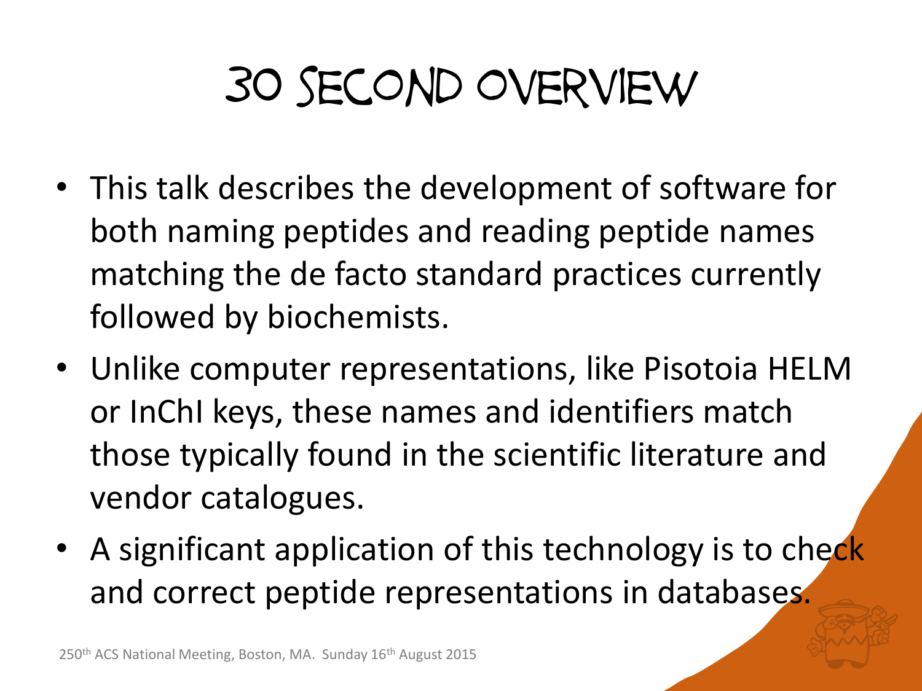# 30 Second Overview

- This talk describes the development of software for both naming peptides and reading peptide names matching the de facto standard practices currently followed by biochemists.
- Unlike computer representations, like Pisotoia HELM or InChI keys, these names and identifiers match those typically found in the scientific literature and vendor catalogues.
- A significant application of this technology is to check and correct peptide representations in databases.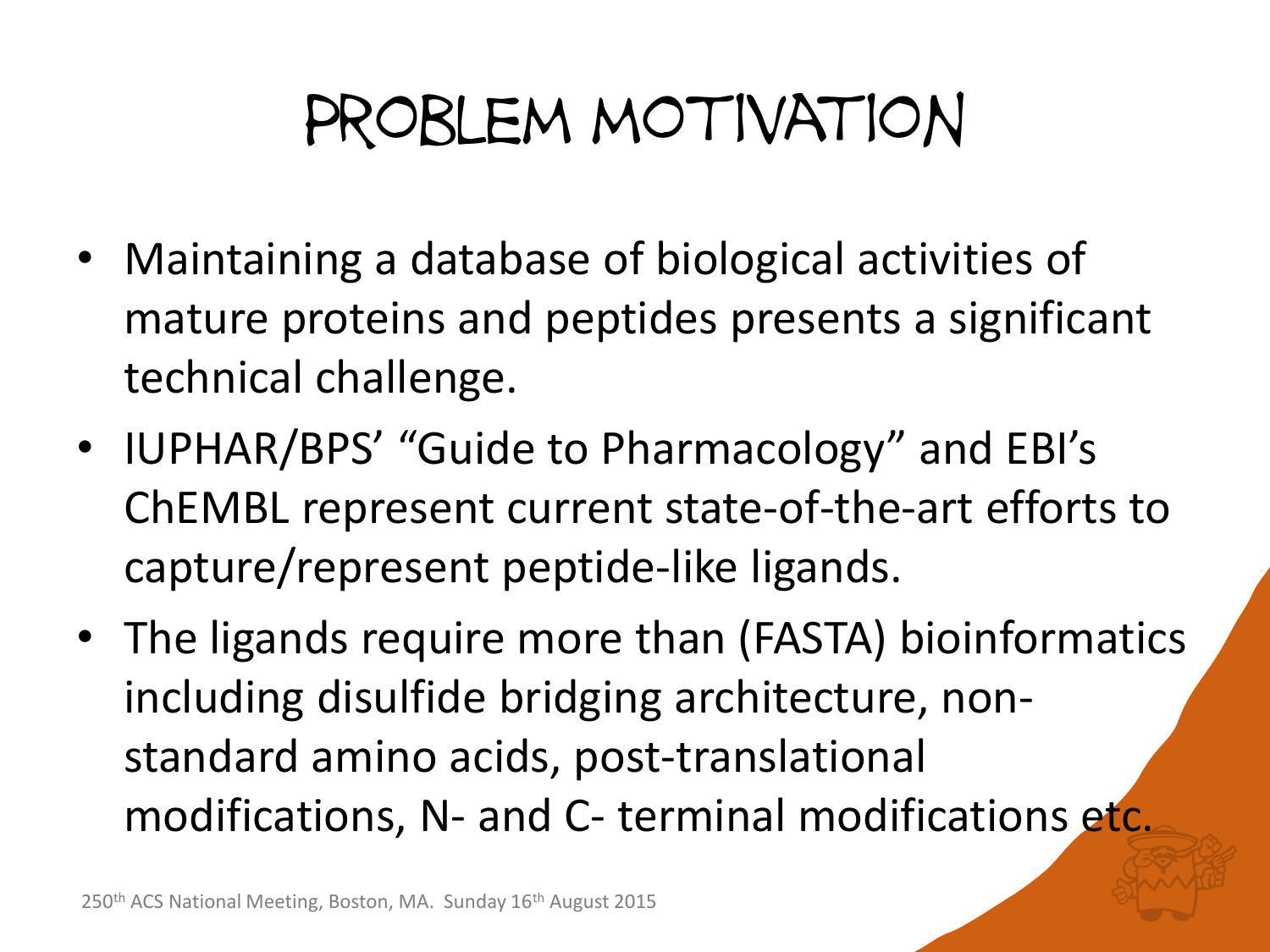# Problem Motivation

- Maintaining a database of biological activities of mature proteins and peptides presents a significant technical challenge.
- IUPHAR/BPS' "Guide to Pharmacology" and EBI's ChEMBL represent current state-of-the-art efforts to capture/represent peptide-like ligands.
- The ligands require more than (FASTA) bioinformatics including disulfide bridging architecture, non-standard amino acids, post-translational modifications, N- and C- terminal modifications etc.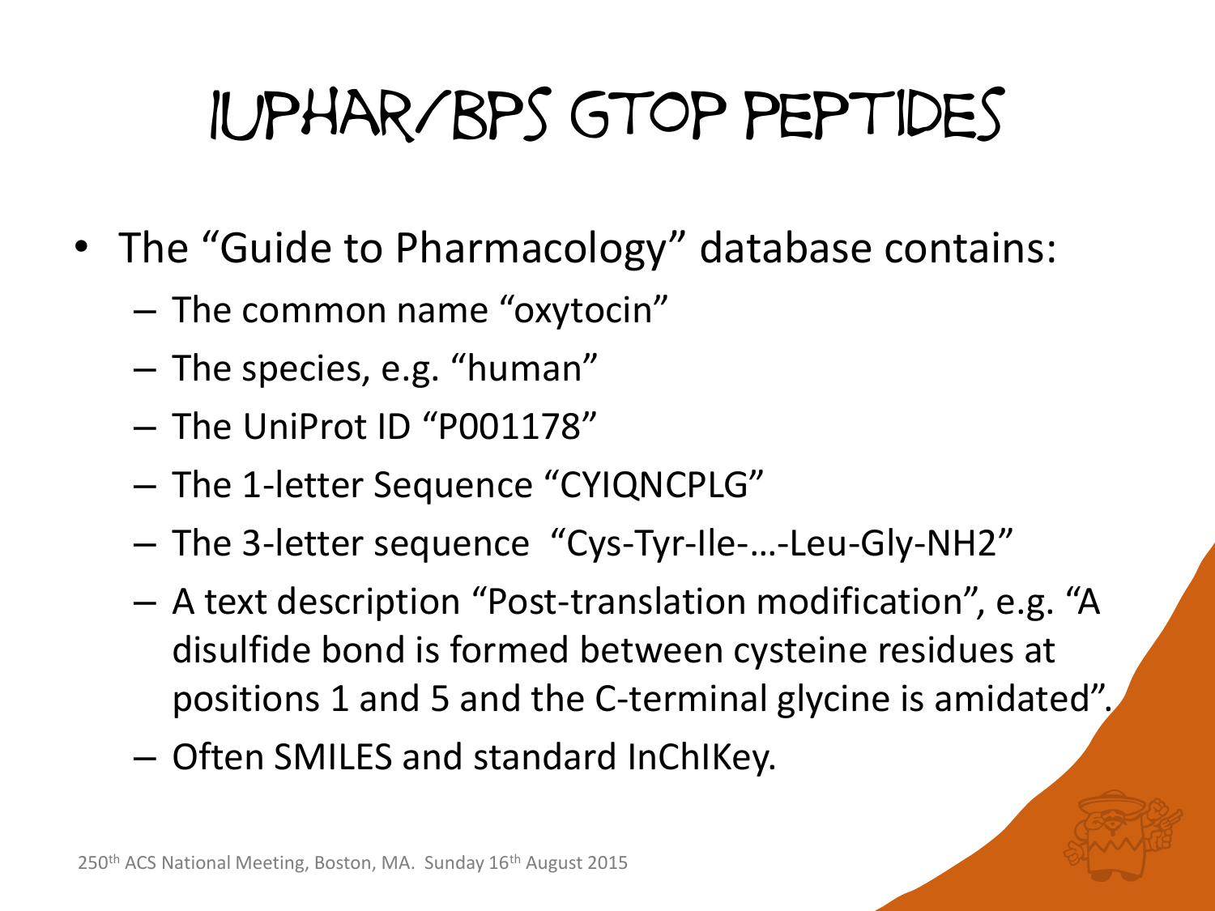# IUPHAR/BPS GtoP Peptides

- The "Guide to Pharmacology" database contains:
  - The common name "oxytocin"
  - The species, e.g. "human"
  - The UniProt ID "P001178"
  - The 1-letter Sequence "CYIQNCPLG"
  - The 3-letter sequence "Cys-Tyr-Ile-…-Leu-Gly-NH2"
  - A text description "Post-translation modification", e.g. "A disulfide bond is formed between cysteine residues at positions 1 and 5 and the C-terminal glycine is amidated".
  - Often SMILES and standard InChIKey.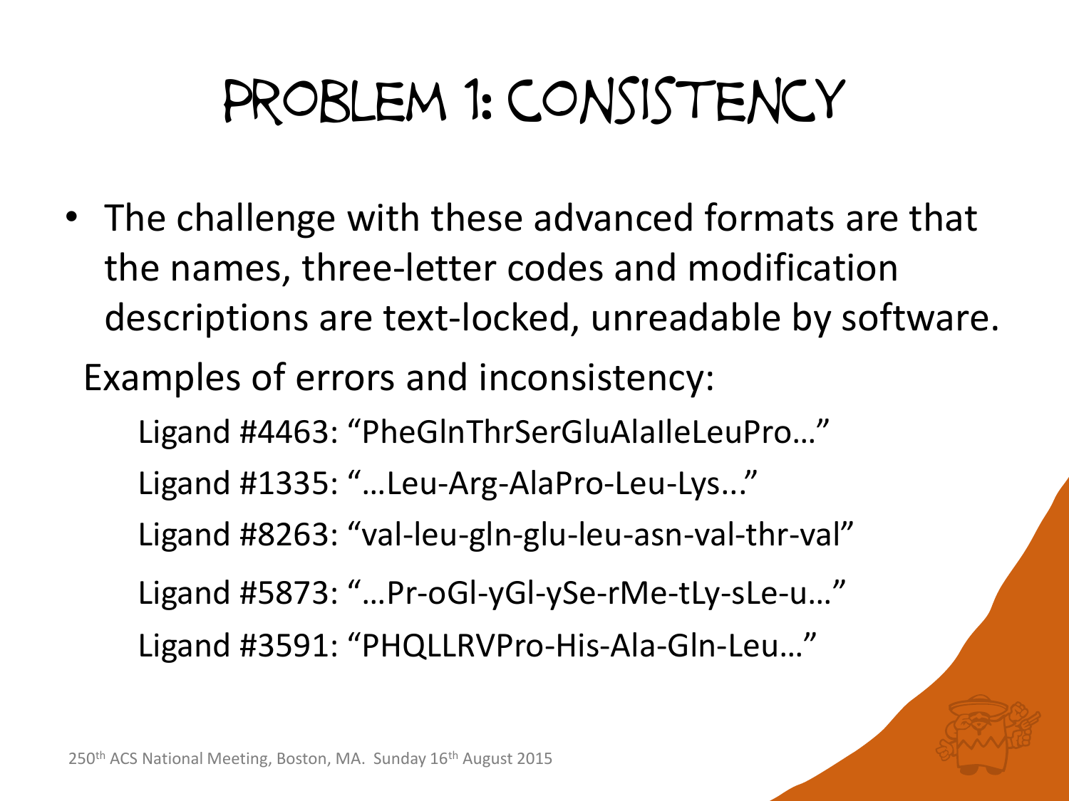# Problem 1: Consistency

- The challenge with these advanced formats are that the names, three-letter codes and modification descriptions are text-locked, unreadable by software.

Examples of errors and inconsistency:

Ligand #4463: "PheGlnThrSerGluAlaIleLeuPro…"

Ligand #1335: "…Leu-Arg-AlaPro-Leu-Lys..."

Ligand #8263: "val-leu-gln-glu-leu-asn-val-thr-val"

Ligand #5873: "…Pr-oGl-yGl-ySe-rMe-tLy-sLe-u…"

Ligand #3591: "PHQLLRVPro-His-Ala-Gln-Leu…"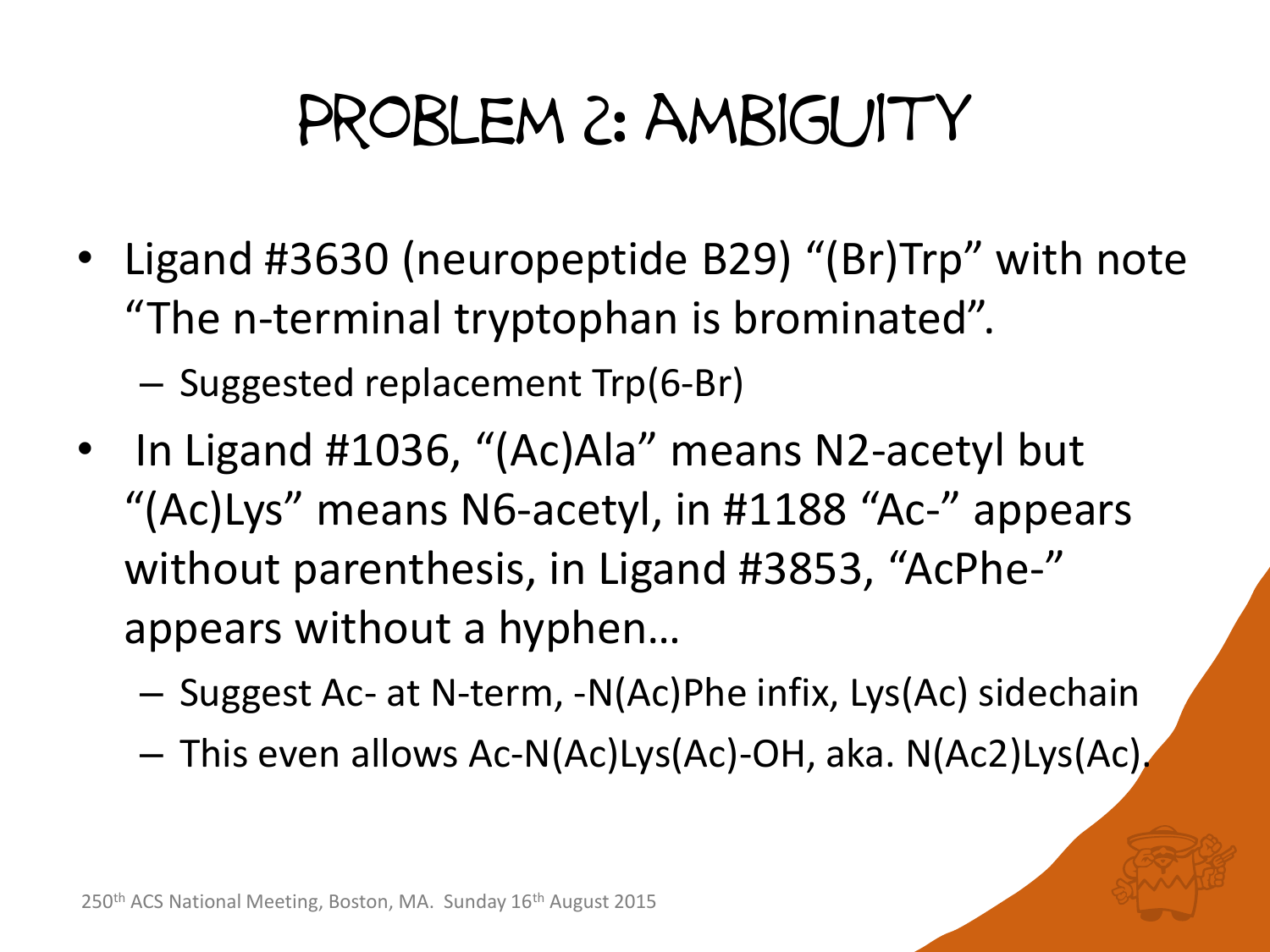# PROBLEM 2: AMBIGUITY

- Ligand #3630 (neuropeptide B29) "(Br)Trp" with note "The n-terminal tryptophan is brominated".
  - Suggested replacement Trp(6-Br)
- In Ligand #1036, "(Ac)Ala" means N2-acetyl but "(Ac)Lys" means N6-acetyl, in #1188 "Ac-" appears without parenthesis, in Ligand #3853, "AcPhe-" appears without a hyphen…
  - Suggest Ac- at N-term, -N(Ac)Phe infix, Lys(Ac) sidechain
  - This even allows Ac-N(Ac)Lys(Ac)-OH, aka. N(Ac2)Lys(Ac).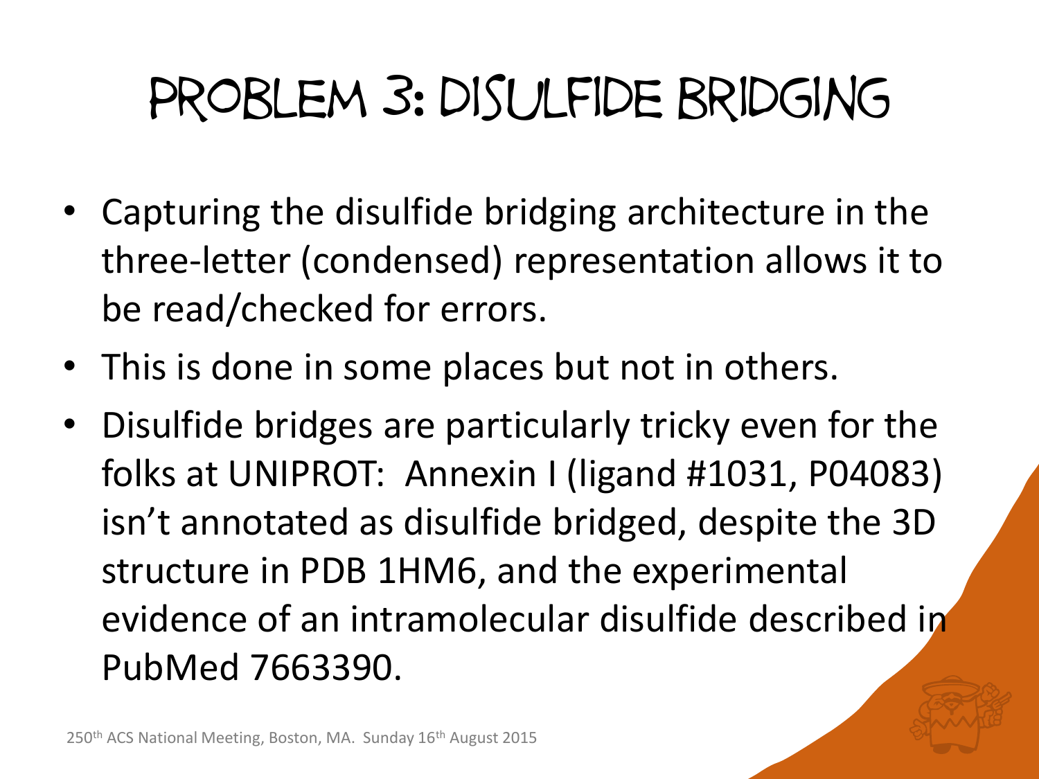# Problem 3: Disulfide Bridging

- Capturing the disulfide bridging architecture in the three-letter (condensed) representation allows it to be read/checked for errors.
- This is done in some places but not in others.
- Disulfide bridges are particularly tricky even for the folks at UNIPROT: Annexin I (ligand #1031, P04083) isn't annotated as disulfide bridged, despite the 3D structure in PDB 1HM6, and the experimental evidence of an intramolecular disulfide described in PubMed 7663390.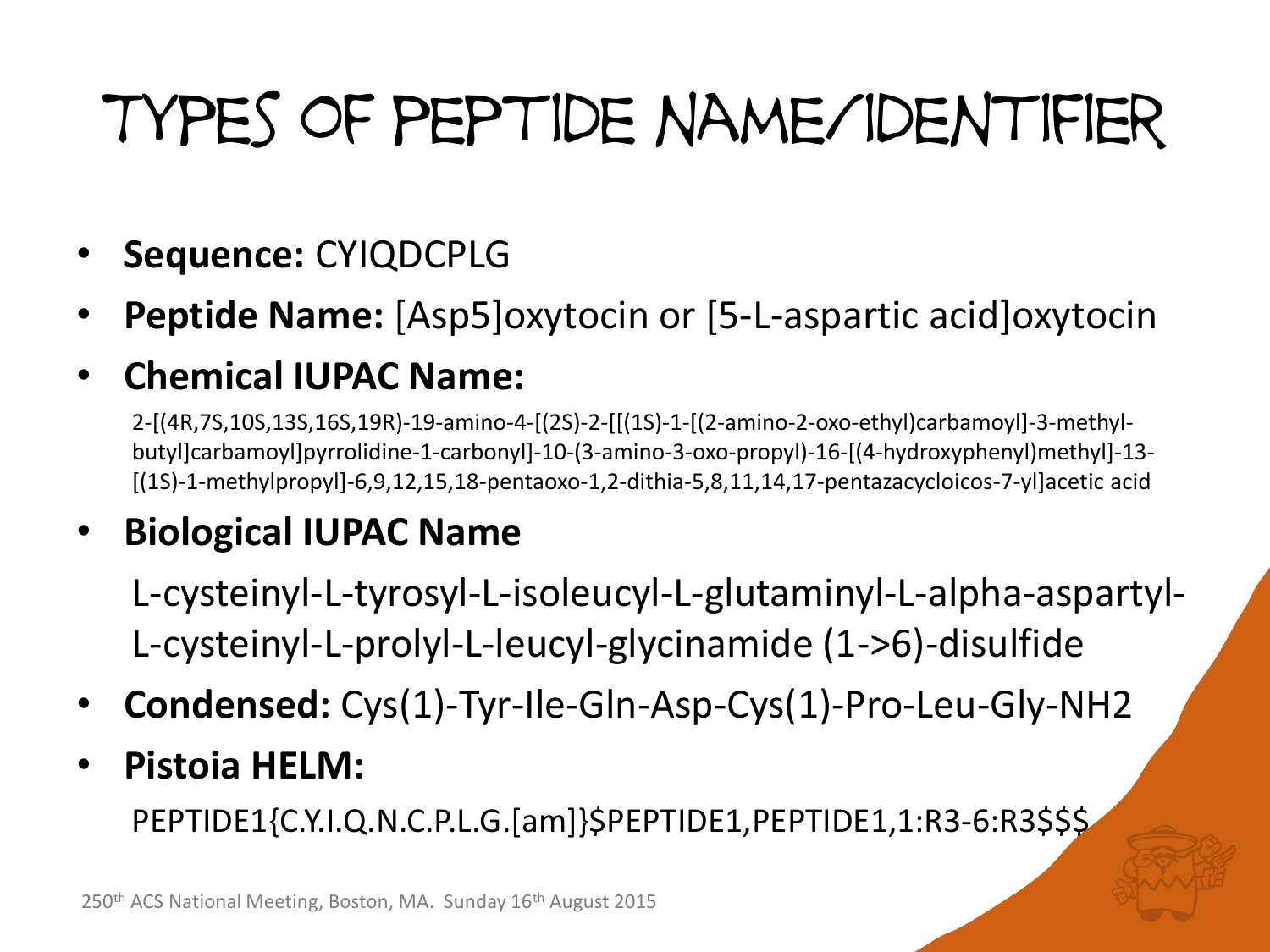# Types of Peptide Name/Identifier

- **Sequence:** CYIQDCPLG
- **Peptide Name:** [Asp5]oxytocin or [5-L-aspartic acid]oxytocin
- **Chemical IUPAC Name:**

  2-[(4R,7S,10S,13S,16S,19R)-19-amino-4-[(2S)-2-[[(1S)-1-[(2-amino-2-oxo-ethyl)carbamoyl]-3-methyl-butyl]carbamoyl]pyrrolidine-1-carbonyl]-10-(3-amino-3-oxo-propyl)-16-[(4-hydroxyphenyl)methyl]-13-[(1S)-1-methylpropyl]-6,9,12,15,18-pentaoxo-1,2-dithia-5,8,11,14,17-pentazacycloicos-7-yl]acetic acid

- **Biological IUPAC Name**

  L-cysteinyl-L-tyrosyl-L-isoleucyl-L-glutaminyl-L-alpha-aspartyl-L-cysteinyl-L-prolyl-L-leucyl-glycinamide (1->6)-disulfide

- **Condensed:** Cys(1)-Tyr-Ile-Gln-Asp-Cys(1)-Pro-Leu-Gly-NH2
- **Pistoia HELM:**

  PEPTIDE1{C.Y.I.Q.N.C.P.L.G.[am]}$PEPTIDE1,PEPTIDE1,1:R3-6:R3$$$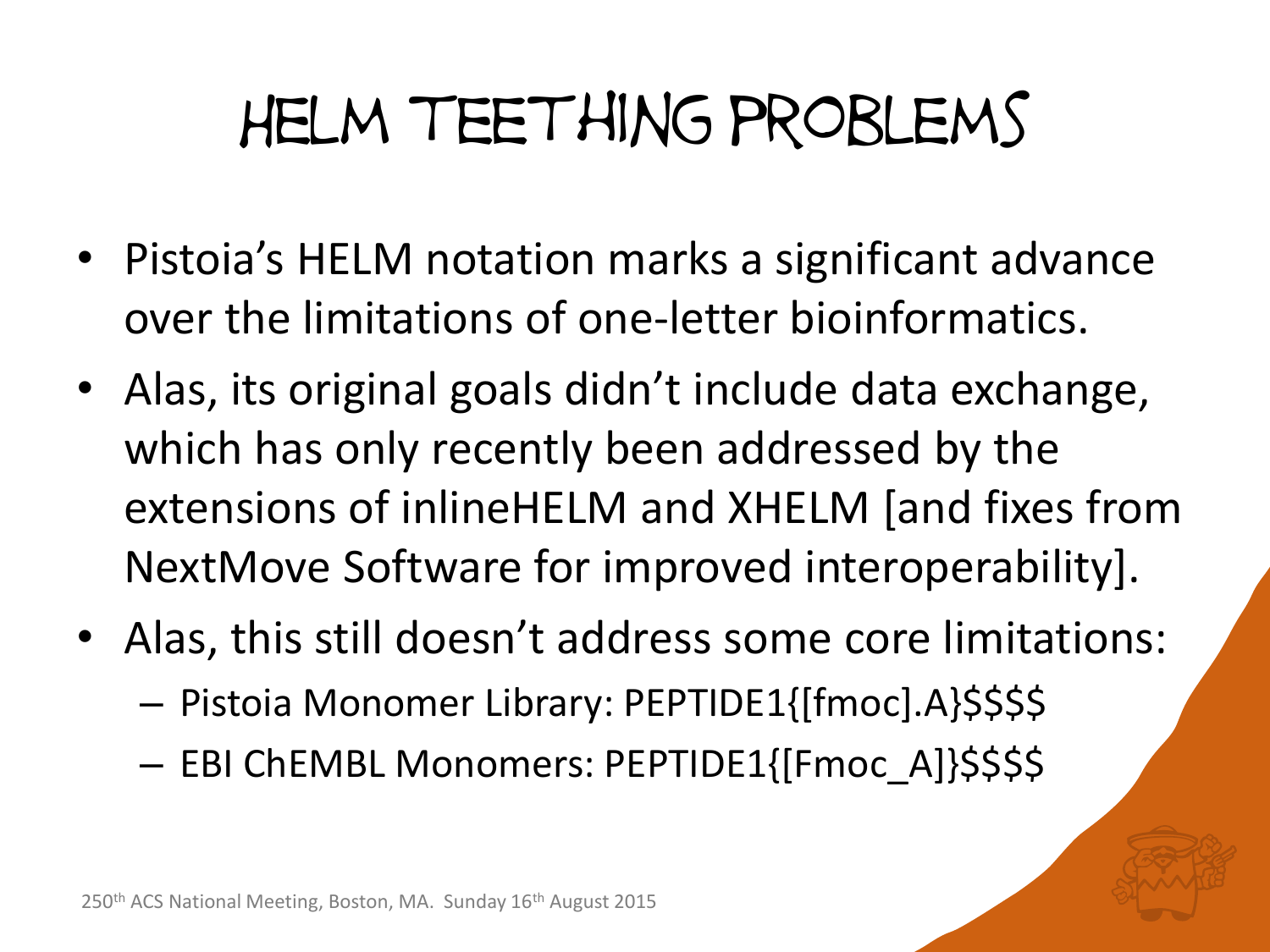# HELM Teething Problems

- Pistoia's HELM notation marks a significant advance over the limitations of one-letter bioinformatics.
- Alas, its original goals didn't include data exchange, which has only recently been addressed by the extensions of inlineHELM and XHELM [and fixes from NextMove Software for improved interoperability].
- Alas, this still doesn't address some core limitations:
  - Pistoia Monomer Library: PEPTIDE1{[fmoc].A}$$$$
  - EBI ChEMBL Monomers: PEPTIDE1{[Fmoc_A]}$$$$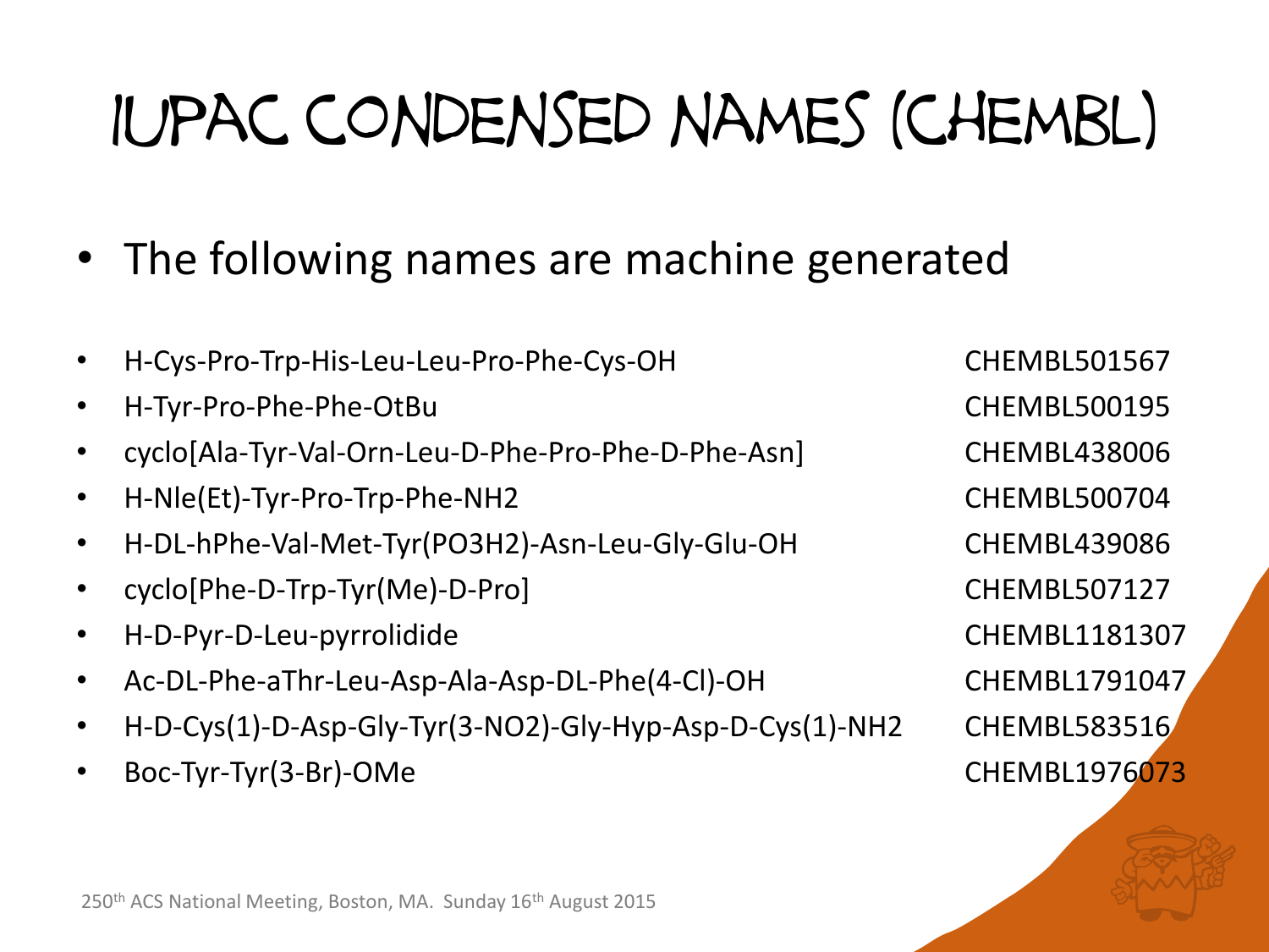# IUPAC condensed names (ChEMBL)

- The following names are machine generated

| | |
|---|---|
| H-Cys-Pro-Trp-His-Leu-Leu-Pro-Phe-Cys-OH | CHEMBL501567 |
| H-Tyr-Pro-Phe-Phe-OtBu | CHEMBL500195 |
| cyclo[Ala-Tyr-Val-Orn-Leu-D-Phe-Pro-Phe-D-Phe-Asn] | CHEMBL438006 |
| H-Nle(Et)-Tyr-Pro-Trp-Phe-NH2 | CHEMBL500704 |
| H-DL-hPhe-Val-Met-Tyr(PO3H2)-Asn-Leu-Gly-Glu-OH | CHEMBL439086 |
| cyclo[Phe-D-Trp-Tyr(Me)-D-Pro] | CHEMBL507127 |
| H-D-Pyr-D-Leu-pyrrolidide | CHEMBL1181307 |
| Ac-DL-Phe-aThr-Leu-Asp-Ala-Asp-DL-Phe(4-Cl)-OH | CHEMBL1791047 |
| H-D-Cys(1)-D-Asp-Gly-Tyr(3-NO2)-Gly-Hyp-Asp-D-Cys(1)-NH2 | CHEMBL583516 |
| Boc-Tyr-Tyr(3-Br)-OMe | CHEMBL1976073 |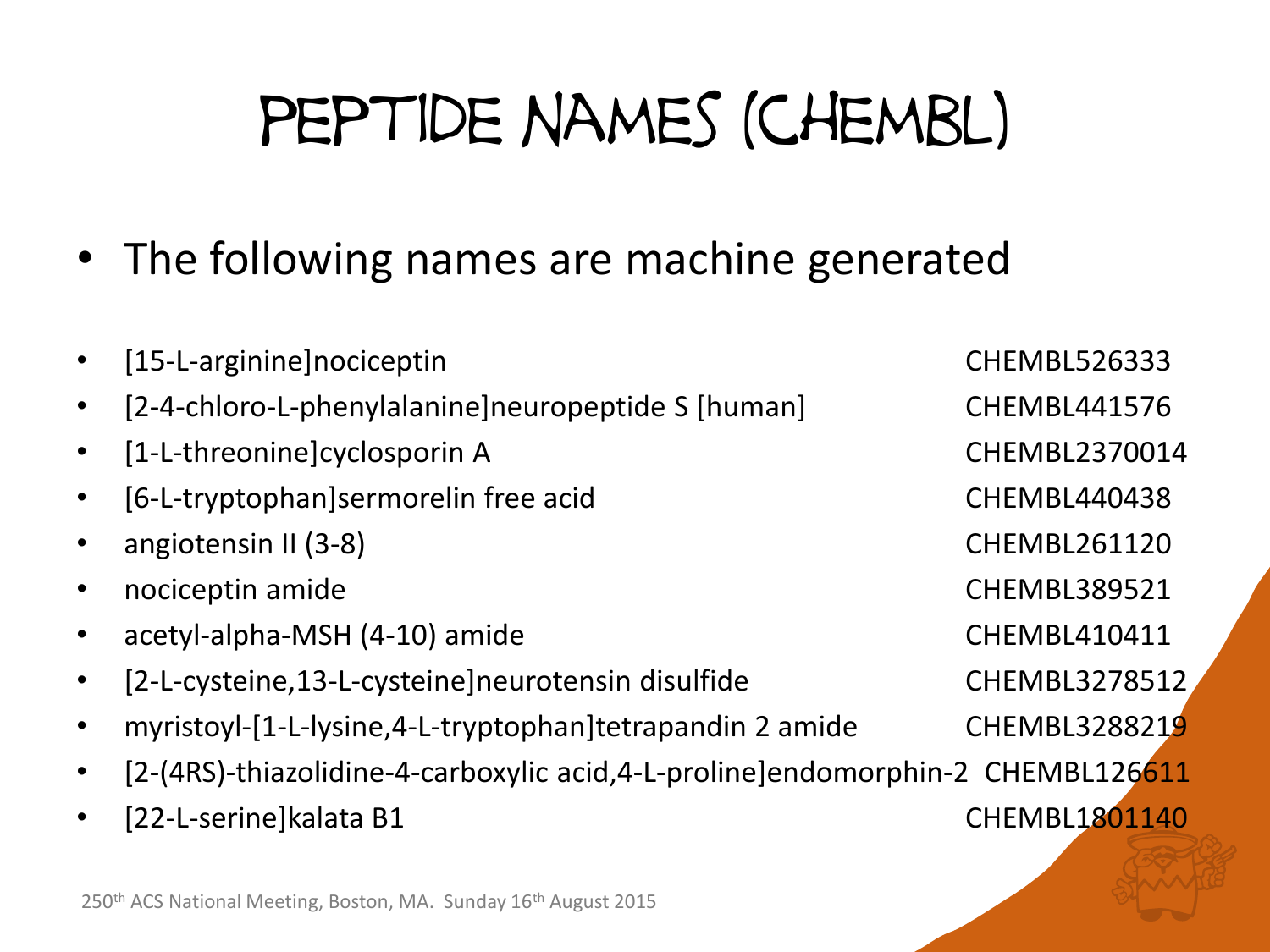# Peptide Names (ChEMBL)

- The following names are machine generated

| Name | ChEMBL ID |
|---|---|
| [15-L-arginine]nociceptin | CHEMBL526333 |
| [2-4-chloro-L-phenylalanine]neuropeptide S [human] | CHEMBL441576 |
| [1-L-threonine]cyclosporin A | CHEMBL2370014 |
| [6-L-tryptophan]sermorelin free acid | CHEMBL440438 |
| angiotensin II (3-8) | CHEMBL261120 |
| nociceptin amide | CHEMBL389521 |
| acetyl-alpha-MSH (4-10) amide | CHEMBL410411 |
| [2-L-cysteine,13-L-cysteine]neurotensin disulfide | CHEMBL3278512 |
| myristoyl-[1-L-lysine,4-L-tryptophan]tetrapandin 2 amide | CHEMBL3288219 |
| [2-(4RS)-thiazolidine-4-carboxylic acid,4-L-proline]endomorphin-2 | CHEMBL126611 |
| [22-L-serine]kalata B1 | CHEMBL1801140 |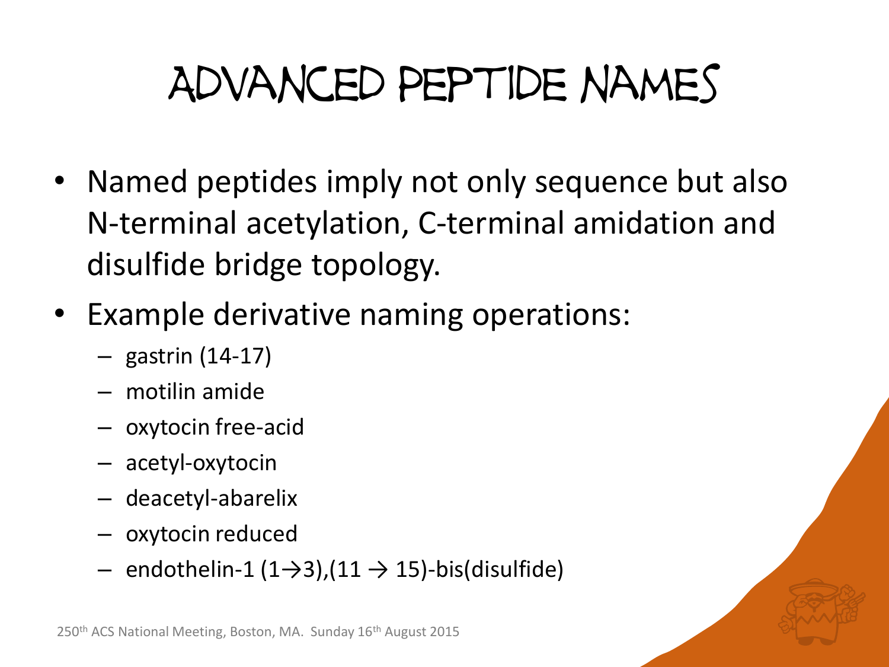# Advanced Peptide Names

- Named peptides imply not only sequence but also N-terminal acetylation, C-terminal amidation and disulfide bridge topology.
- Example derivative naming operations:
  - gastrin (14-17)
  - motilin amide
  - oxytocin free-acid
  - acetyl-oxytocin
  - deacetyl-abarelix
  - oxytocin reduced
  - endothelin-1 (1→3),(11 → 15)-bis(disulfide)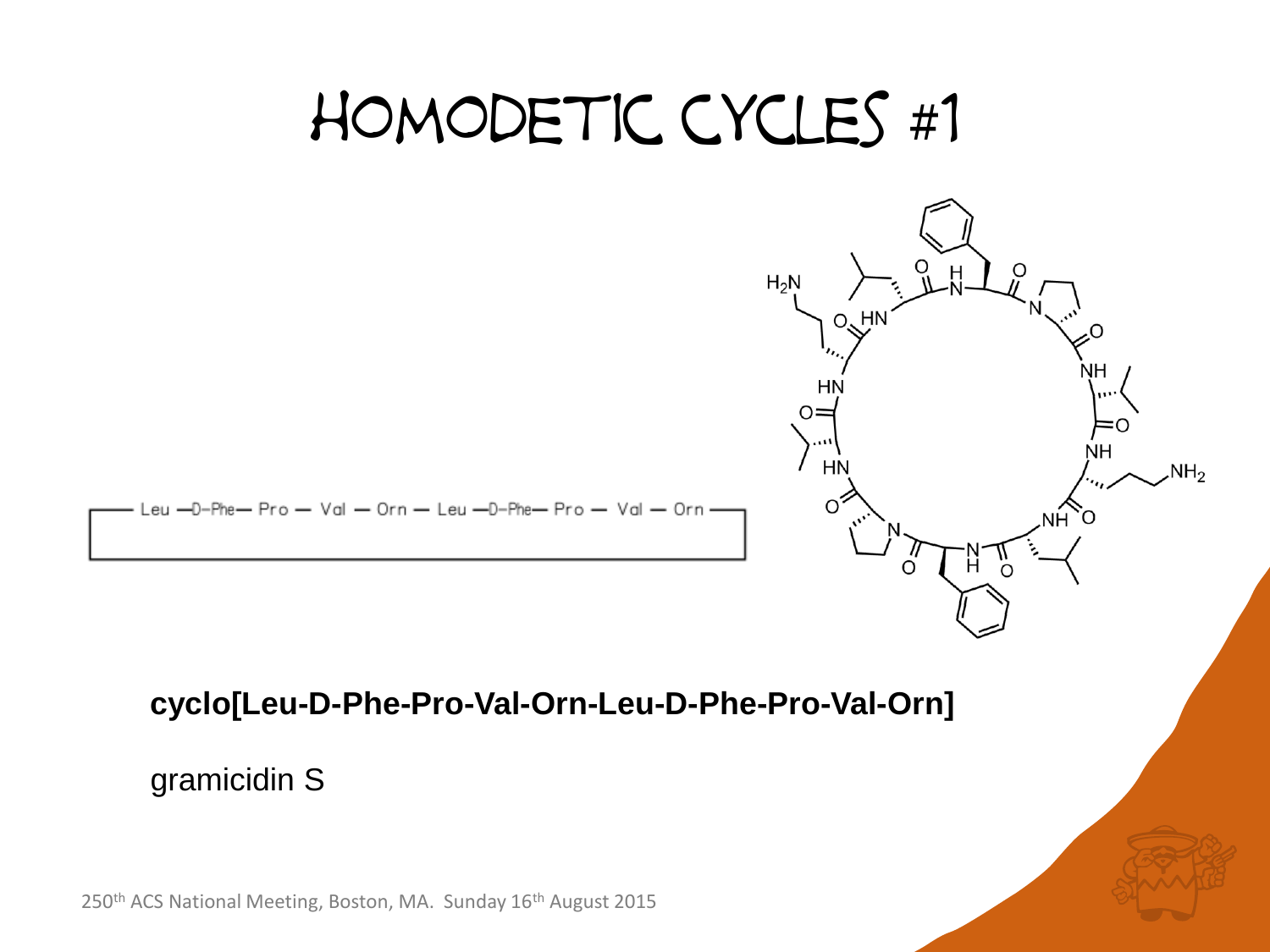# HOMODETIC CYCLES #1

**cyclo[Leu-D-Phe-Pro-Val-Orn-Leu-D-Phe-Pro-Val-Orn]**

gramicidin S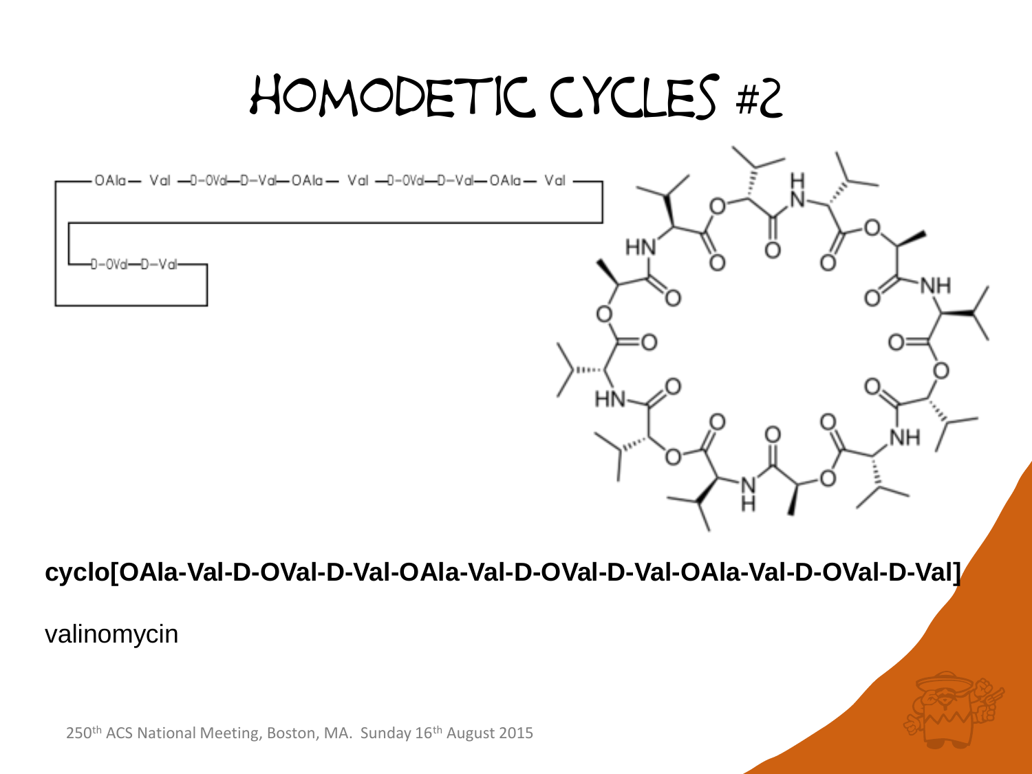# Homodetic Cycles #2

**cyclo[OAla-Val-D-OVal-D-Val-OAla-Val-D-OVal-D-Val-OAla-Val-D-OVal-D-Val]**

valinomycin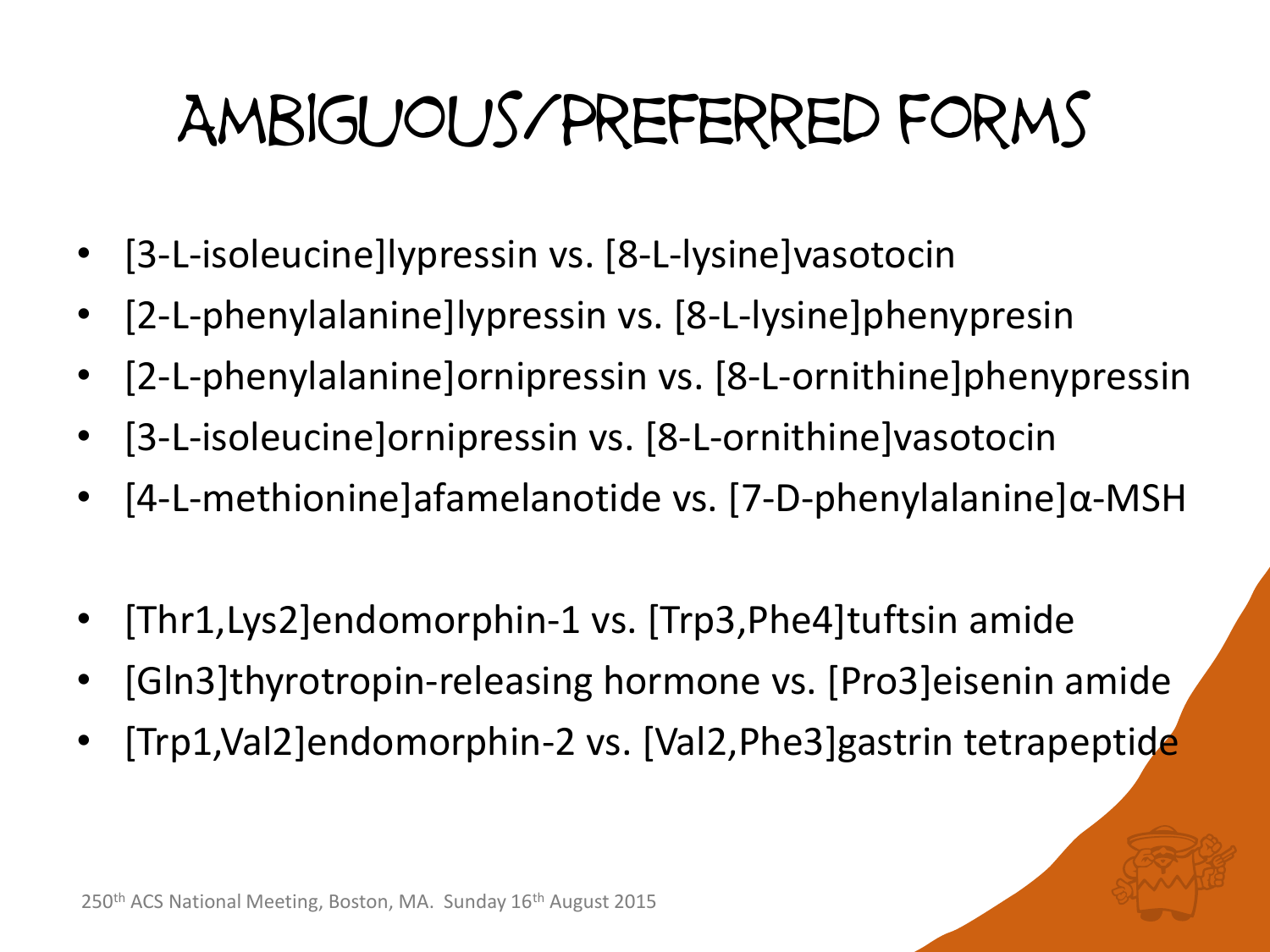# Ambiguous/Preferred Forms

- [3-L-isoleucine]lypressin vs. [8-L-lysine]vasotocin
- [2-L-phenylalanine]lypressin vs. [8-L-lysine]phenypresin
- [2-L-phenylalanine]ornipressin vs. [8-L-ornithine]phenypressin
- [3-L-isoleucine]ornipressin vs. [8-L-ornithine]vasotocin
- [4-L-methionine]afamelanotide vs. [7-D-phenylalanine]α-MSH

- [Thr1,Lys2]endomorphin-1 vs. [Trp3,Phe4]tuftsin amide
- [Gln3]thyrotropin-releasing hormone vs. [Pro3]eisenin amide
- [Trp1,Val2]endomorphin-2 vs. [Val2,Phe3]gastrin tetrapeptide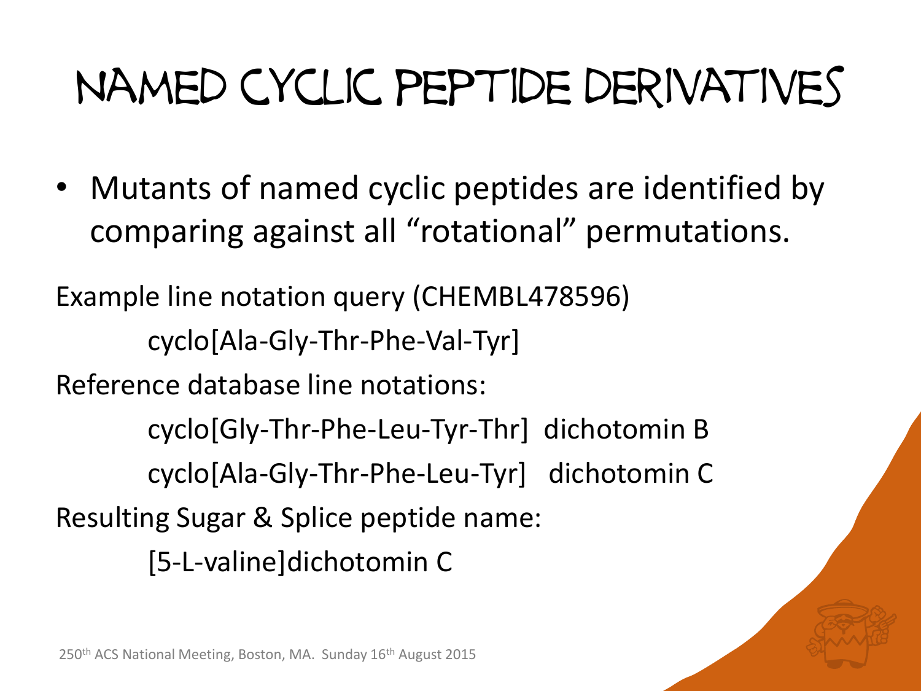# Named Cyclic Peptide Derivatives

- Mutants of named cyclic peptides are identified by comparing against all "rotational" permutations.

Example line notation query (CHEMBL478596)

cyclo[Ala-Gly-Thr-Phe-Val-Tyr]

Reference database line notations:

cyclo[Gly-Thr-Phe-Leu-Tyr-Thr] dichotomin B

cyclo[Ala-Gly-Thr-Phe-Leu-Tyr] dichotomin C

Resulting Sugar & Splice peptide name:

[5-L-valine]dichotomin C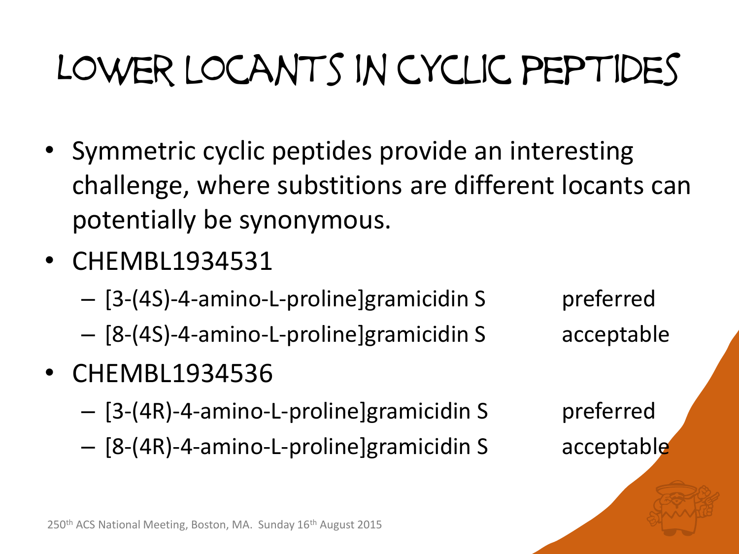# Lower Locants in Cyclic Peptides

- Symmetric cyclic peptides provide an interesting challenge, where substitions are different locants can potentially be synonymous.
- CHEMBL1934531
  - [3-(4S)-4-amino-L-proline]gramicidin S preferred
  - [8-(4S)-4-amino-L-proline]gramicidin S acceptable
- CHEMBL1934536
  - [3-(4R)-4-amino-L-proline]gramicidin S preferred
  - [8-(4R)-4-amino-L-proline]gramicidin S acceptable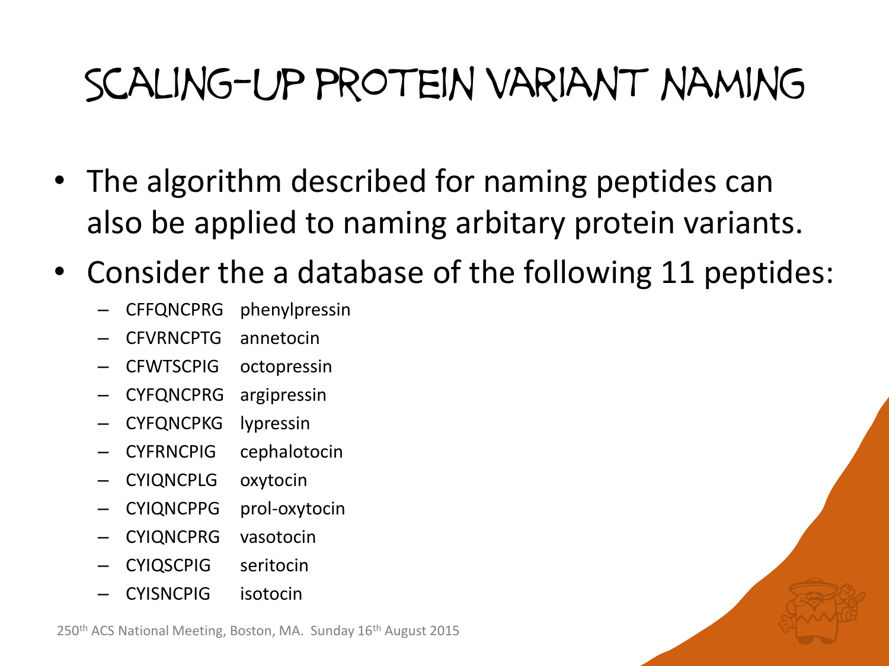# Scaling-up Protein Variant Naming

- The algorithm described for naming peptides can also be applied to naming arbitary protein variants.
- Consider the a database of the following 11 peptides:
  - CFFQNCPRG phenylpressin
  - CFVRNCPTG annetocin
  - CFWTSCPIG octopressin
  - CYFQNCPRG argipressin
  - CYFQNCPKG lypressin
  - CYFRNCPIG cephalotocin
  - CYIQNCPLG oxytocin
  - CYIQNCPPG prol-oxytocin
  - CYIQNCPRG vasotocin
  - CYIQSCPIG seritocin
  - CYISNCPIG isotocin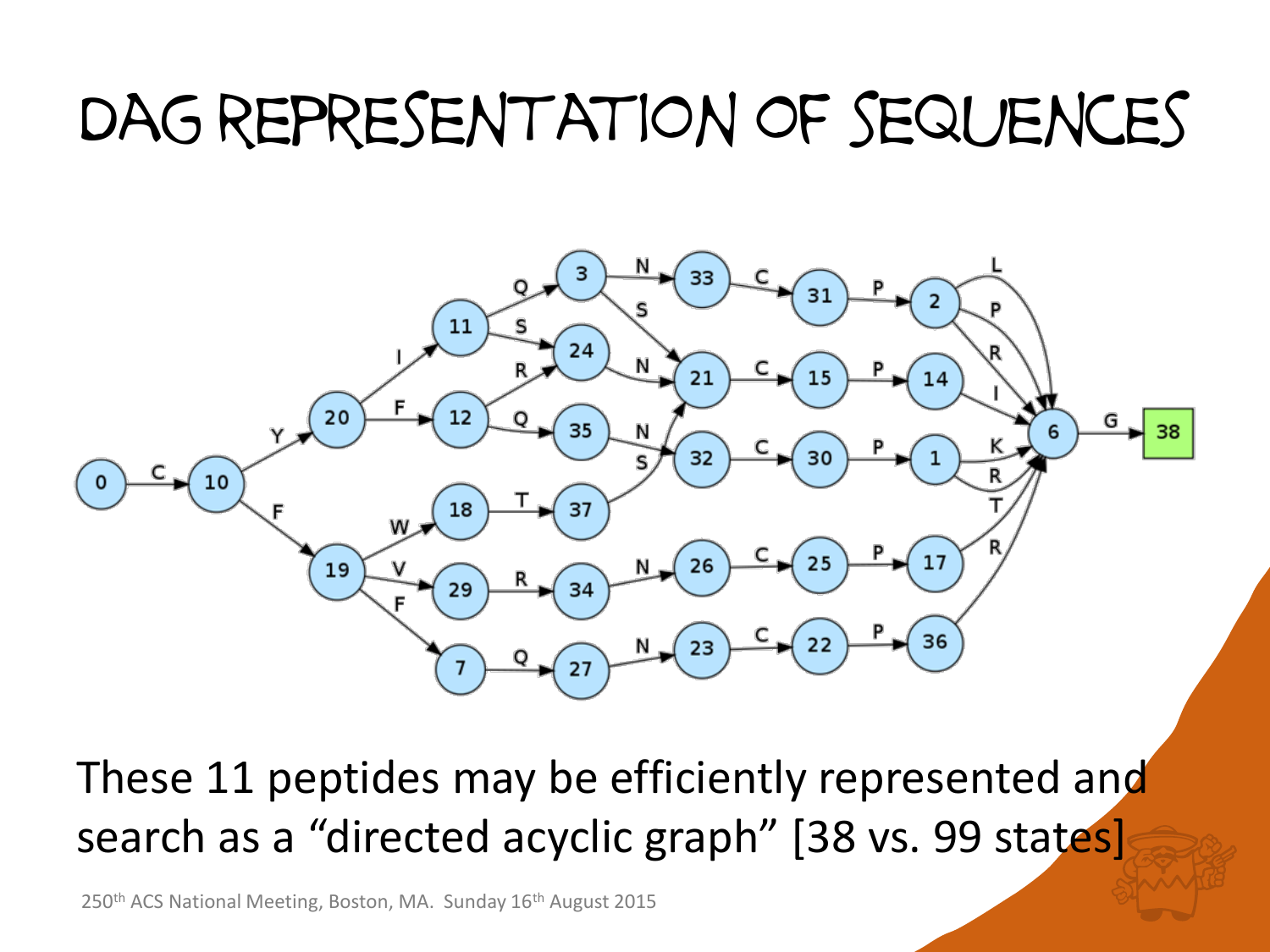# DAG Representation of Sequences

These 11 peptides may be efficiently represented and search as a “directed acyclic graph” [38 vs. 99 states]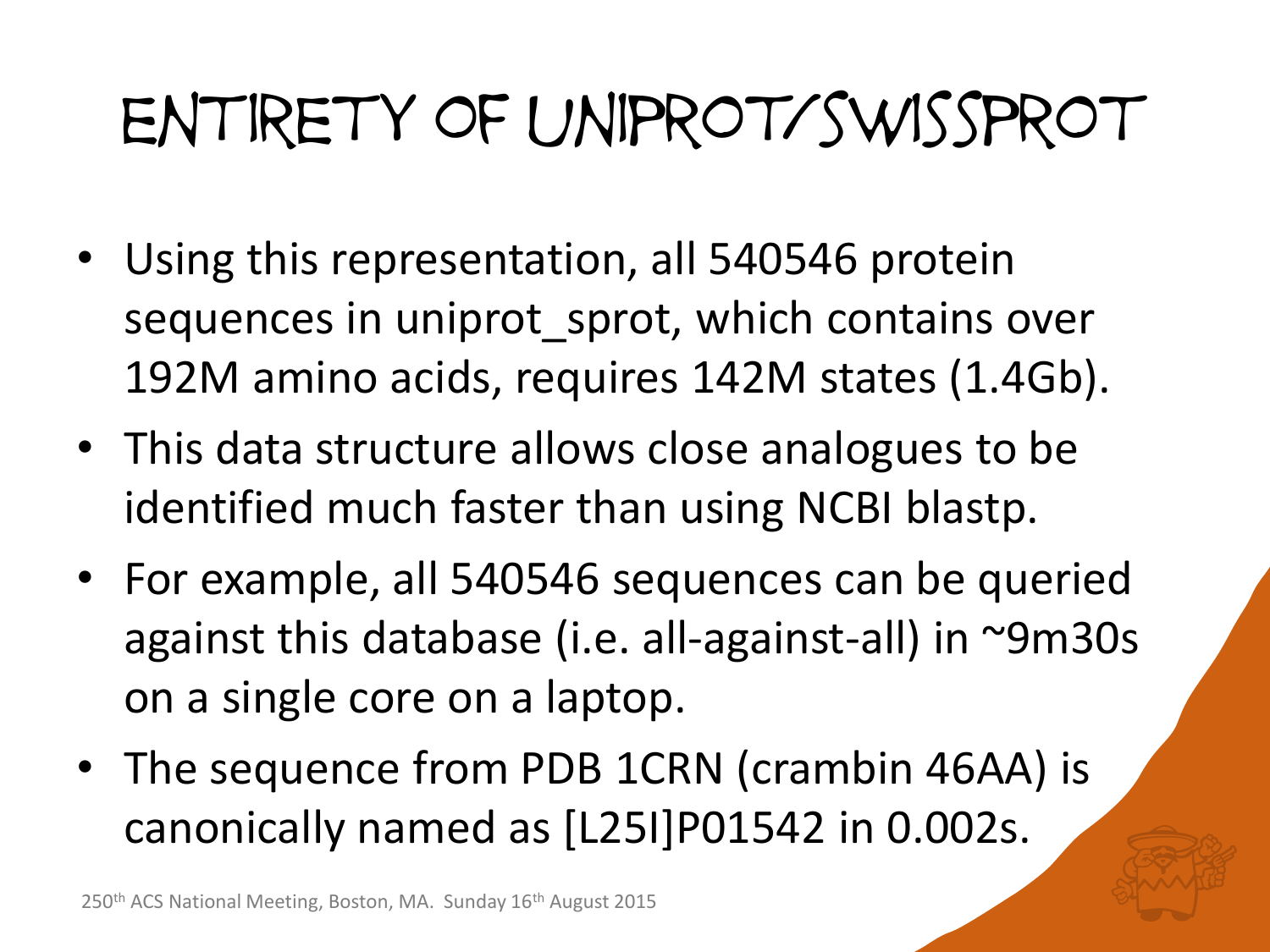# Entirety of UniProt/SwissProt

- Using this representation, all 540546 protein sequences in uniprot_sprot, which contains over 192M amino acids, requires 142M states (1.4Gb).
- This data structure allows close analogues to be identified much faster than using NCBI blastp.
- For example, all 540546 sequences can be queried against this database (i.e. all-against-all) in ~9m30s on a single core on a laptop.
- The sequence from PDB 1CRN (crambin 46AA) is canonically named as [L25I]P01542 in 0.002s.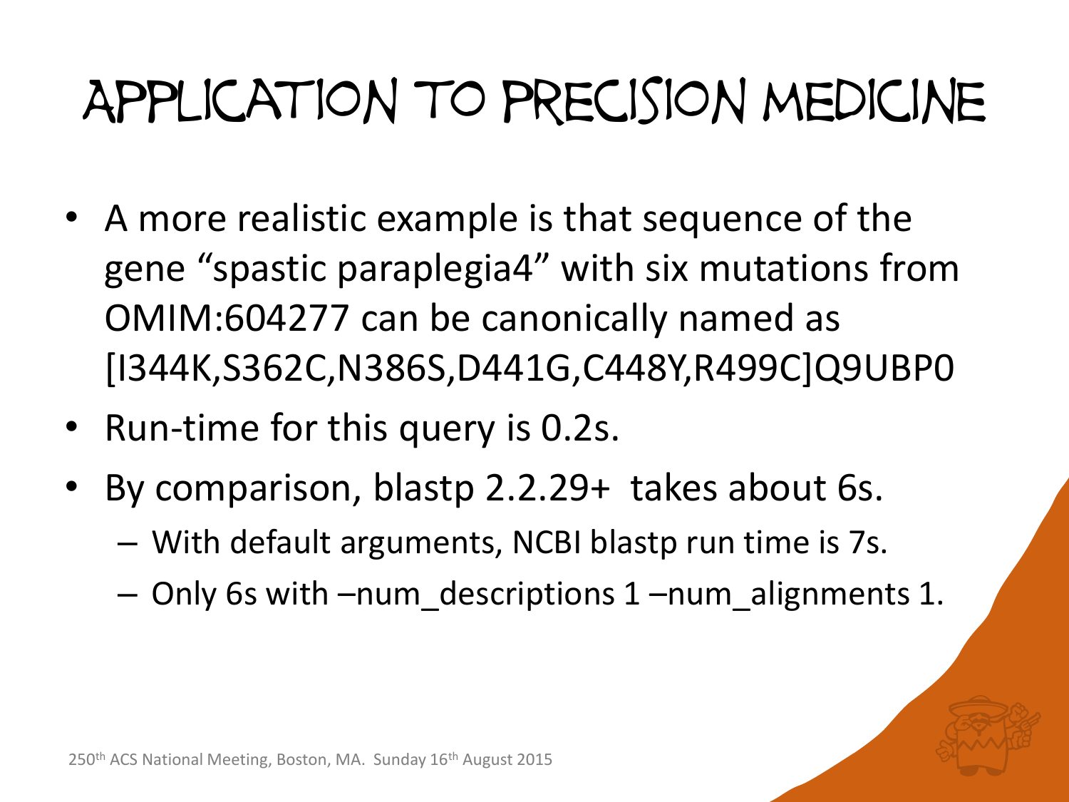# Application to Precision Medicine

- A more realistic example is that sequence of the gene “spastic paraplegia4” with six mutations from OMIM:604277 can be canonically named as [I344K,S362C,N386S,D441G,C448Y,R499C]Q9UBP0
- Run-time for this query is 0.2s.
- By comparison, blastp 2.2.29+ takes about 6s.
  - With default arguments, NCBI blastp run time is 7s.
  - Only 6s with –num_descriptions 1 –num_alignments 1.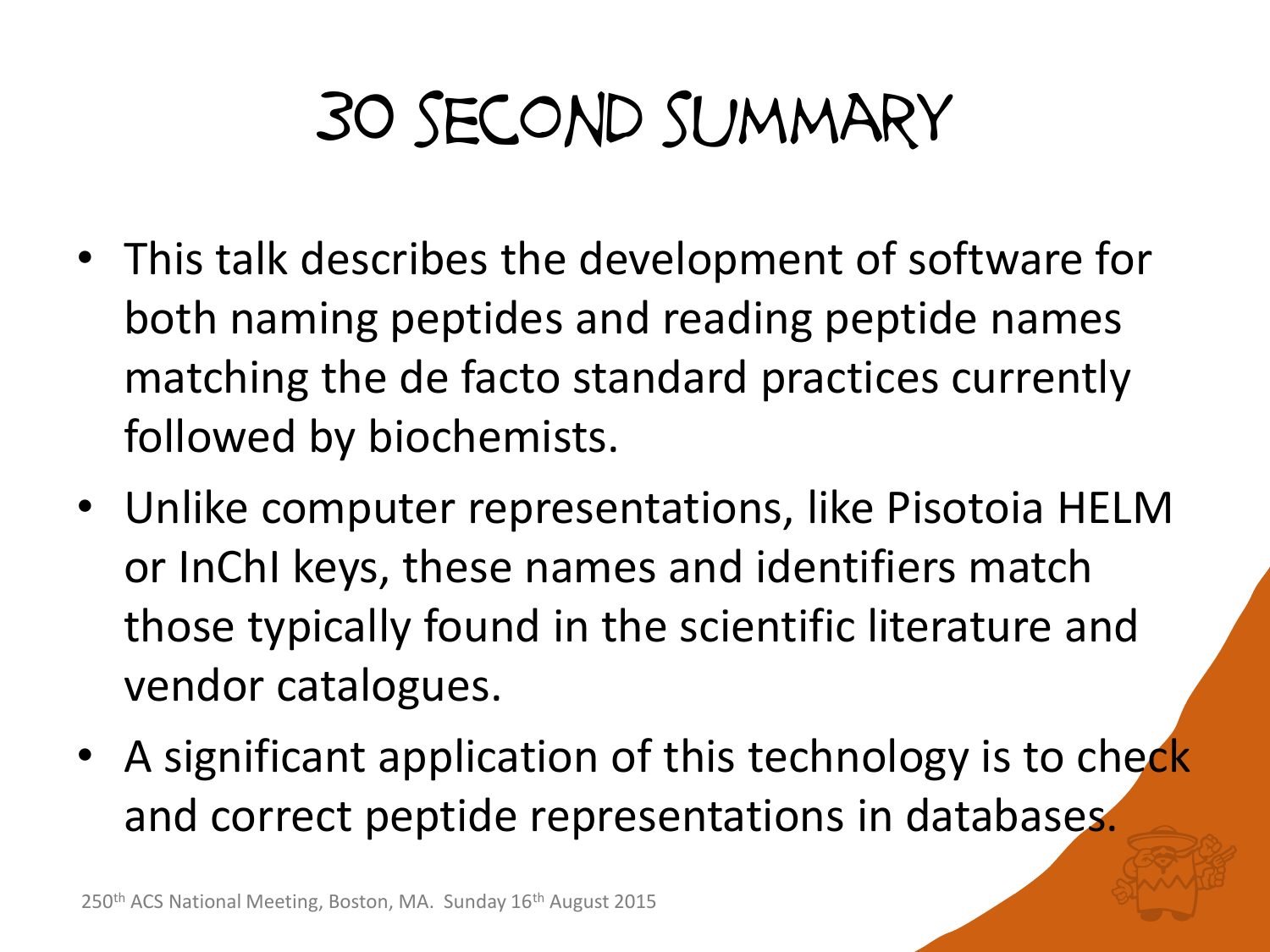# 30 Second Summary

- This talk describes the development of software for both naming peptides and reading peptide names matching the de facto standard practices currently followed by biochemists.
- Unlike computer representations, like Pisotoia HELM or InChI keys, these names and identifiers match those typically found in the scientific literature and vendor catalogues.
- A significant application of this technology is to check and correct peptide representations in databases.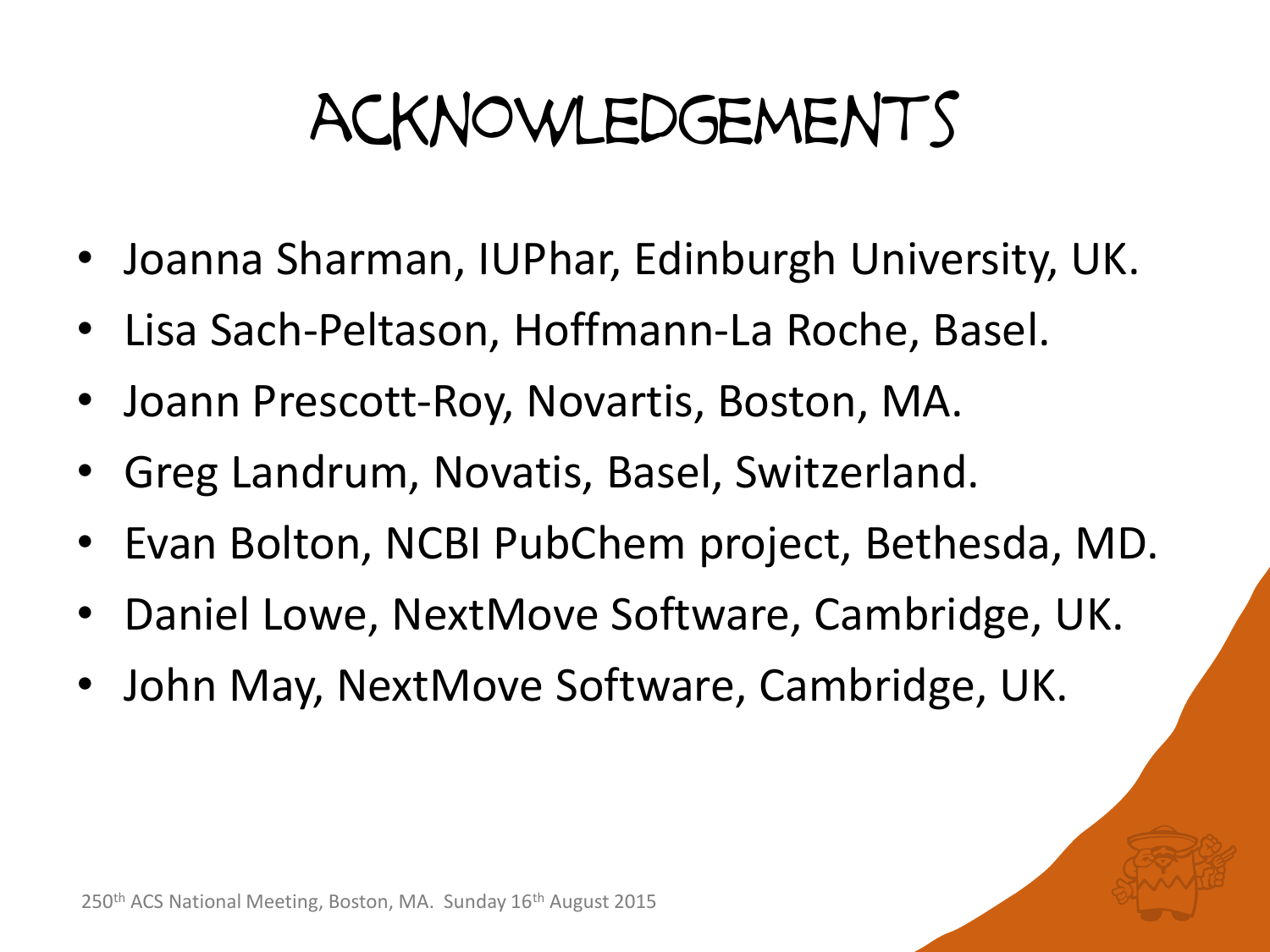# Acknowledgements

- Joanna Sharman, IUPhar, Edinburgh University, UK.
- Lisa Sach-Peltason, Hoffmann-La Roche, Basel.
- Joann Prescott-Roy, Novartis, Boston, MA.
- Greg Landrum, Novatis, Basel, Switzerland.
- Evan Bolton, NCBI PubChem project, Bethesda, MD.
- Daniel Lowe, NextMove Software, Cambridge, UK.
- John May, NextMove Software, Cambridge, UK.